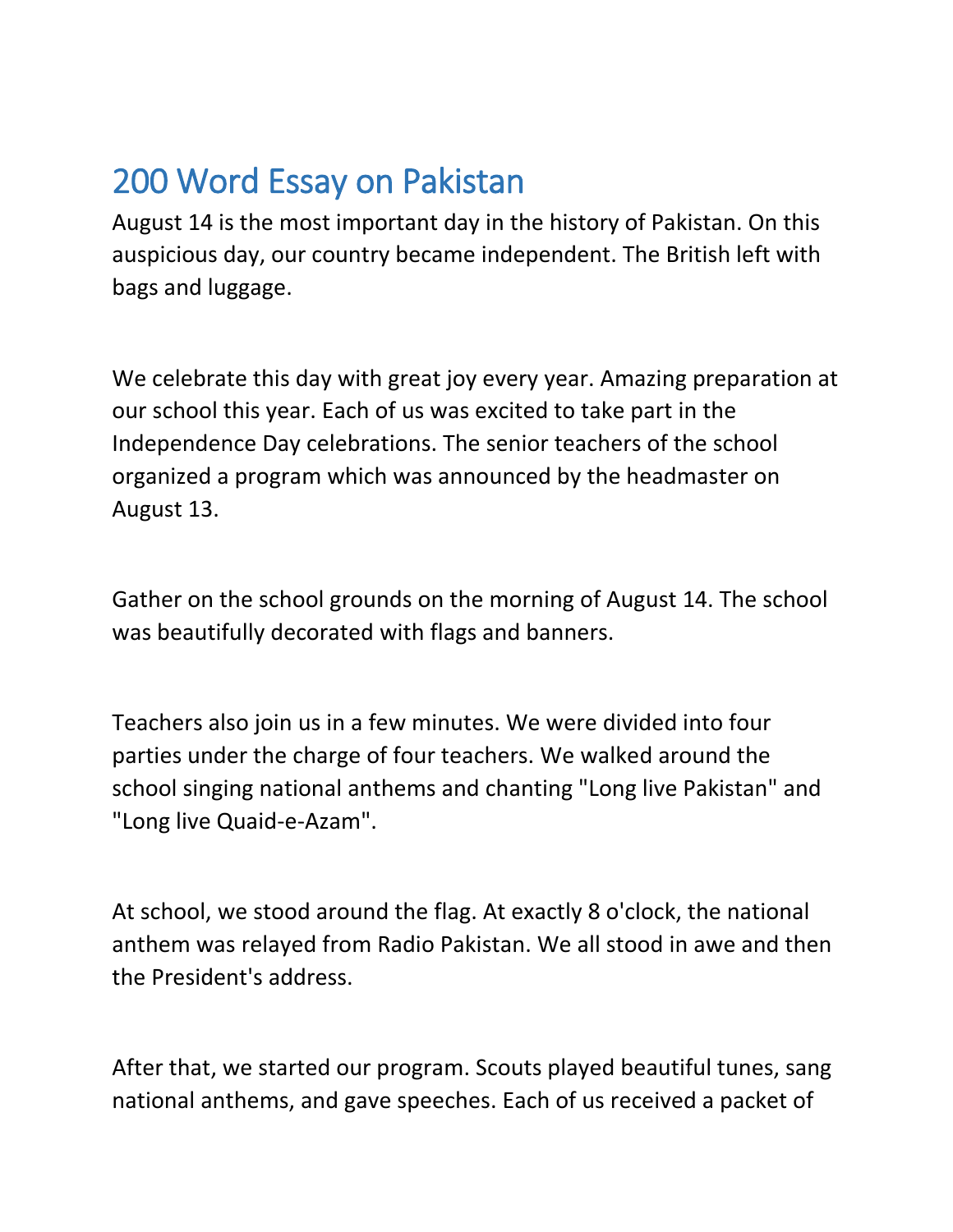# 200 Word Essay on Pakistan

August 14 is the most important day in the history of Pakistan. On this auspicious day, our country became independent. The British left with bags and luggage.

We celebrate this day with great joy every year. Amazing preparation at our school this year. Each of us was excited to take part in the Independence Day celebrations. The senior teachers of the school organized a program which was announced by the headmaster on August 13.

Gather on the school grounds on the morning of August 14. The school was beautifully decorated with flags and banners.

Teachers also join us in a few minutes. We were divided into four parties under the charge of four teachers. We walked around the school singing national anthems and chanting "Long live Pakistan" and "Long live Quaid-e-Azam".

At school, we stood around the flag. At exactly 8 o'clock, the national anthem was relayed from Radio Pakistan. We all stood in awe and then the President's address.

After that, we started our program. Scouts played beautiful tunes, sang national anthems, and gave speeches. Each of us received a packet of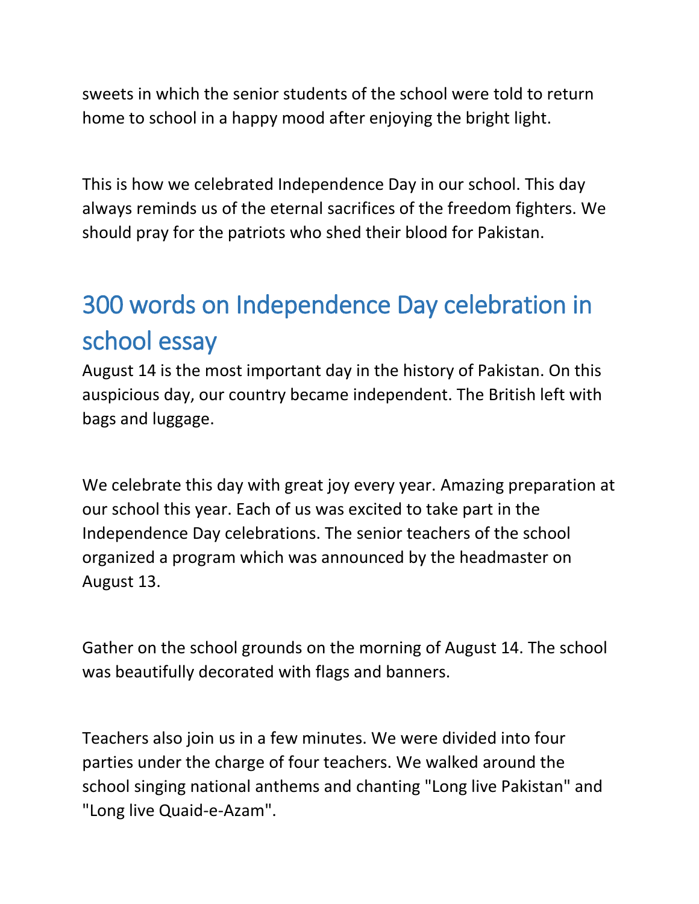sweets in which the senior students of the school were told to return home to school in a happy mood after enjoying the bright light.

This is how we celebrated Independence Day in our school. This day always reminds us of the eternal sacrifices of the freedom fighters. We should pray for the patriots who shed their blood for Pakistan.

## 300 words on Independence Day celebration in school essay

August 14 is the most important day in the history of Pakistan. On this auspicious day, our country became independent. The British left with bags and luggage.

We celebrate this day with great joy every year. Amazing preparation at our school this year. Each of us was excited to take part in the Independence Day celebrations. The senior teachers of the school organized a program which was announced by the headmaster on August 13.

Gather on the school grounds on the morning of August 14. The school was beautifully decorated with flags and banners.

Teachers also join us in a few minutes. We were divided into four parties under the charge of four teachers. We walked around the school singing national anthems and chanting "Long live Pakistan" and "Long live Quaid-e-Azam".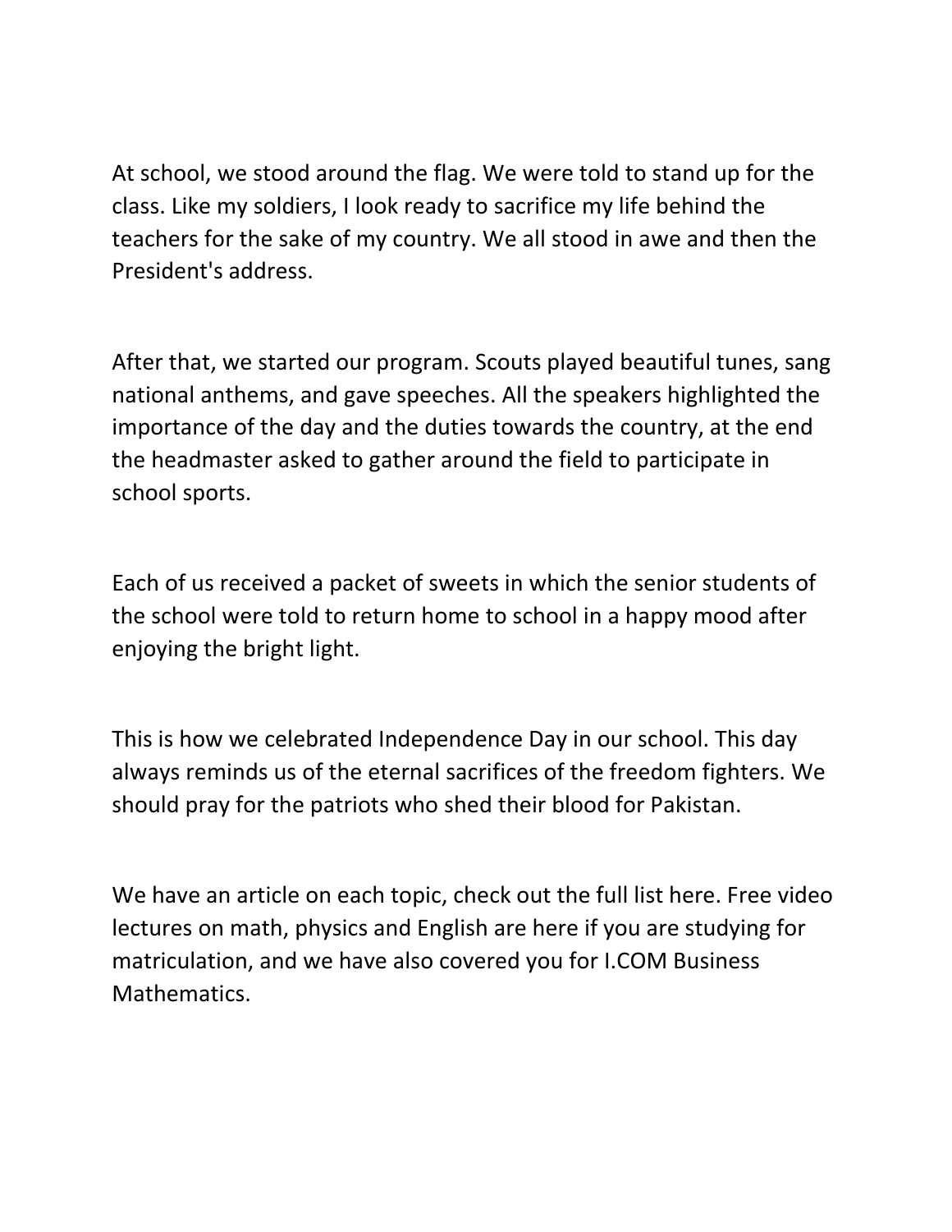At school, we stood around the flag. We were told to stand up for the class. Like my soldiers, I look ready to sacrifice my life behind the teachers for the sake of my country. We all stood in awe and then the President's address.

After that, we started our program. Scouts played beautiful tunes, sang national anthems, and gave speeches. All the speakers highlighted the importance of the day and the duties towards the country, at the end the headmaster asked to gather around the field to participate in school sports.

Each of us received a packet of sweets in which the senior students of the school were told to return home to school in a happy mood after enjoying the bright light.

This is how we celebrated Independence Day in our school. This day always reminds us of the eternal sacrifices of the freedom fighters. We should pray for the patriots who shed their blood for Pakistan.

We have an article on each topic, check out the full list here. Free video lectures on math, physics and English are here if you are studying for matriculation, and we have also covered you for I.COM Business Mathematics.